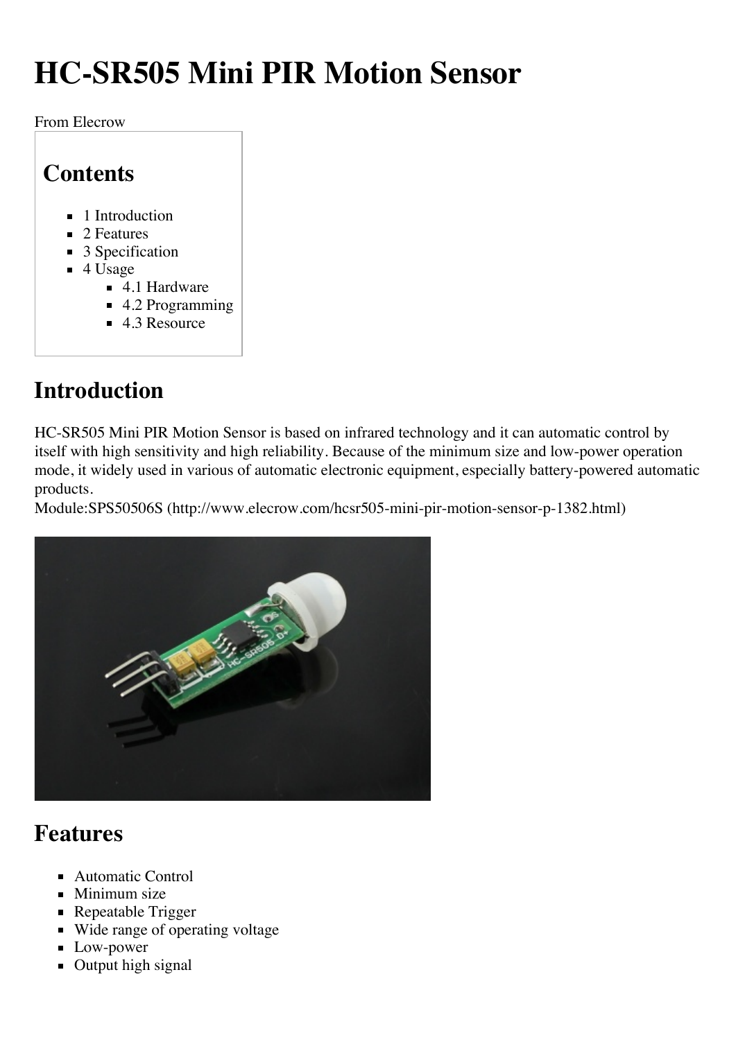# HC-SR505 Mini PIR Motion Sensor

From Elecrow

## Contents

- 1 Introduction
- 2 Features
- 3 Specification
- 4 Usage
  - 4.1 Hardware
  - 4.2 Programming
  - 4.3 Resource

## Introduction

HC-SR505 Mini PIR Motion Sensor is based on infrared technology and it can automatic control by itself with high sensitivity and high reliability. Because of the minimum size and low-power operation mode, it widely used in various of automatic electronic equipment, especially battery-powered automatic products.
Module:SPS50506S (http://www.elecrow.com/hcsr505-mini-pir-motion-sensor-p-1382.html)

## Features

- Automatic Control
- Minimum size
- Repeatable Trigger
- Wide range of operating voltage
- Low-power
- Output high signal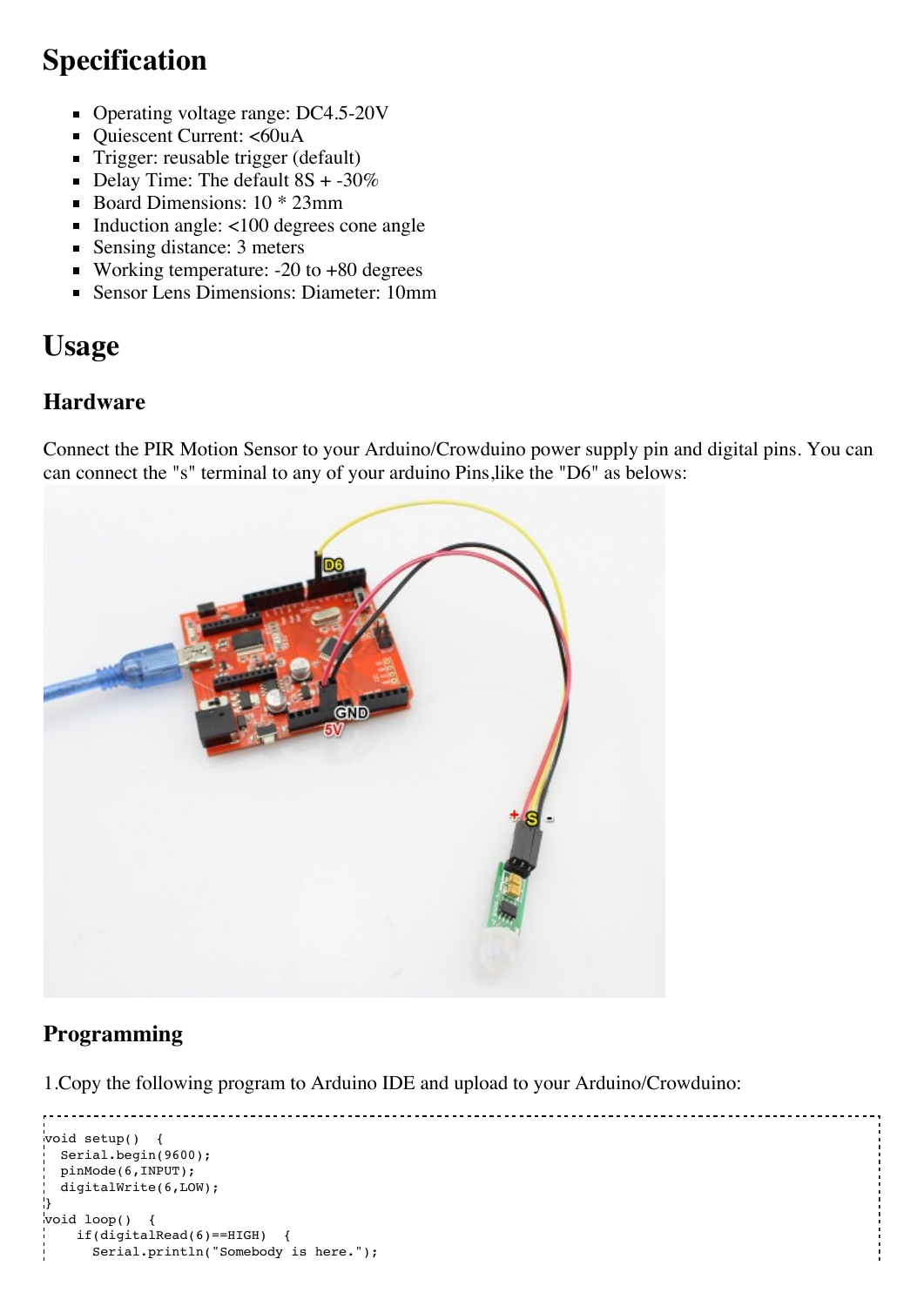## Specification

- Operating voltage range: DC4.5-20V
- Quiescent Current: <60uA
- Trigger: reusable trigger (default)
- Delay Time: The default 8S + -30%
- Board Dimensions: 10 * 23mm
- Induction angle: <100 degrees cone angle
- Sensing distance: 3 meters
- Working temperature: -20 to +80 degrees
- Sensor Lens Dimensions: Diameter: 10mm

## Usage

### Hardware

Connect the PIR Motion Sensor to your Arduino/Crowduino power supply pin and digital pins. You can can connect the "s" terminal to any of your arduino Pins,like the "D6" as belows:

### Programming

1.Copy the following program to Arduino IDE and upload to your Arduino/Crowduino:

```
void setup()  {
  Serial.begin(9600);
  pinMode(6,INPUT);
  digitalWrite(6,LOW);
}
void loop()  {
    if(digitalRead(6)==HIGH)  {
      Serial.println("Somebody is here.");
```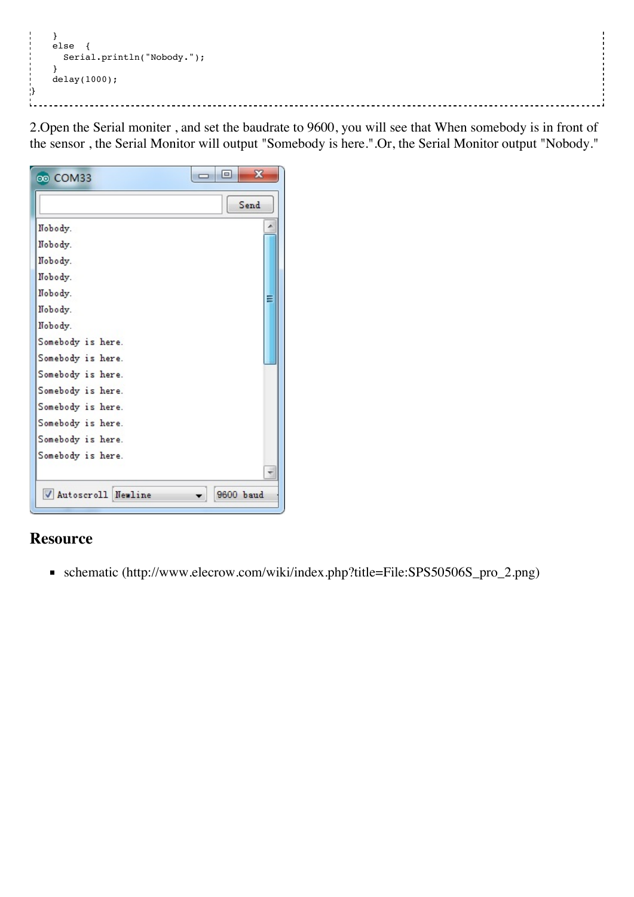```
    }
    else  {
      Serial.println("Nobody.");
    }
    delay(1000);
}
```

2.Open the Serial moniter , and set the baudrate to 9600, you will see that When somebody is in front of the sensor , the Serial Monitor will output "Somebody is here.".Or, the Serial Monitor output "Nobody."

## Resource

- schematic (http://www.elecrow.com/wiki/index.php?title=File:SPS50506S_pro_2.png)